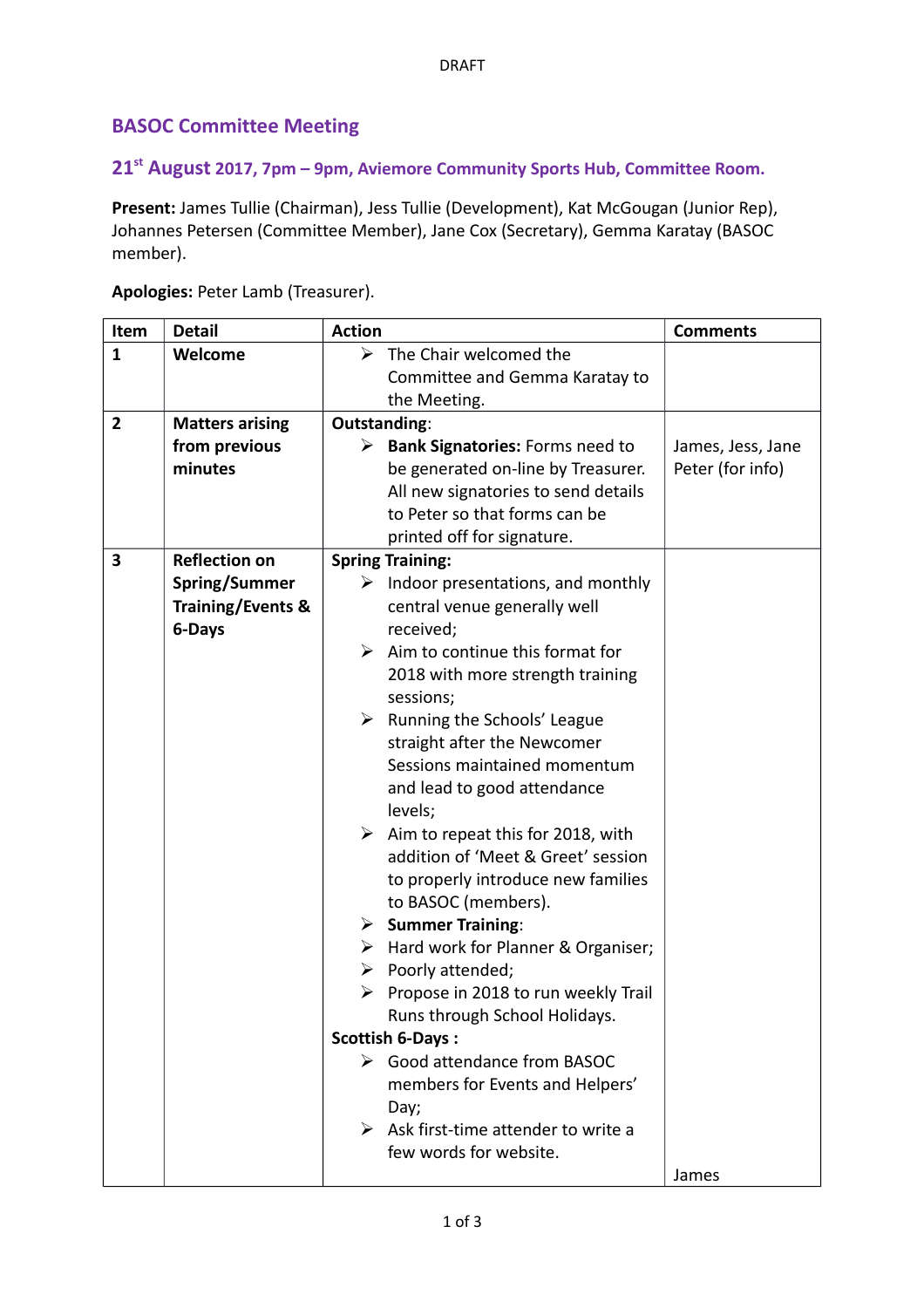DRAFT

# BASOC Committee Meeting

## 21st August 2017, 7pm – 9pm, Aviemore Community Sports Hub, Committee Room.

**Present:** James Tullie (Chairman), Jess Tullie (Development), Kat McGougan (Junior Rep), Johannes Petersen (Committee Member), Jane Cox (Secretary), Gemma Karatay (BASOC member).

**Apologies:** Peter Lamb (Treasurer).

| Item | Detail | Action | Comments |
|---|---|---|---|
| **1** | **Welcome** | ➢ The Chair welcomed the Committee and Gemma Karatay to the Meeting. | |
| **2** | **Matters arising from previous minutes** | Outstanding:<br>➢ **Bank Signatories:** Forms need to be generated on-line by Treasurer. All new signatories to send details to Peter so that forms can be printed off for signature. | James, Jess, Jane<br>Peter (for info) |
| **3** | **Reflection on Spring/Summer Training/Events & 6-Days** | **Spring Training:**<br>➢ Indoor presentations, and monthly central venue generally well received;<br>➢ Aim to continue this format for 2018 with more strength training sessions;<br>➢ Running the Schools' League straight after the Newcomer Sessions maintained momentum and lead to good attendance levels;<br>➢ Aim to repeat this for 2018, with addition of 'Meet & Greet' session to properly introduce new families to BASOC (members).<br>➢ **Summer Training**:<br>➢ Hard work for Planner & Organiser;<br>➢ Poorly attended;<br>➢ Propose in 2018 to run weekly Trail Runs through School Holidays.<br>**Scottish 6-Days :**<br>➢ Good attendance from BASOC members for Events and Helpers' Day;<br>➢ Ask first-time attender to write a few words for website. | James |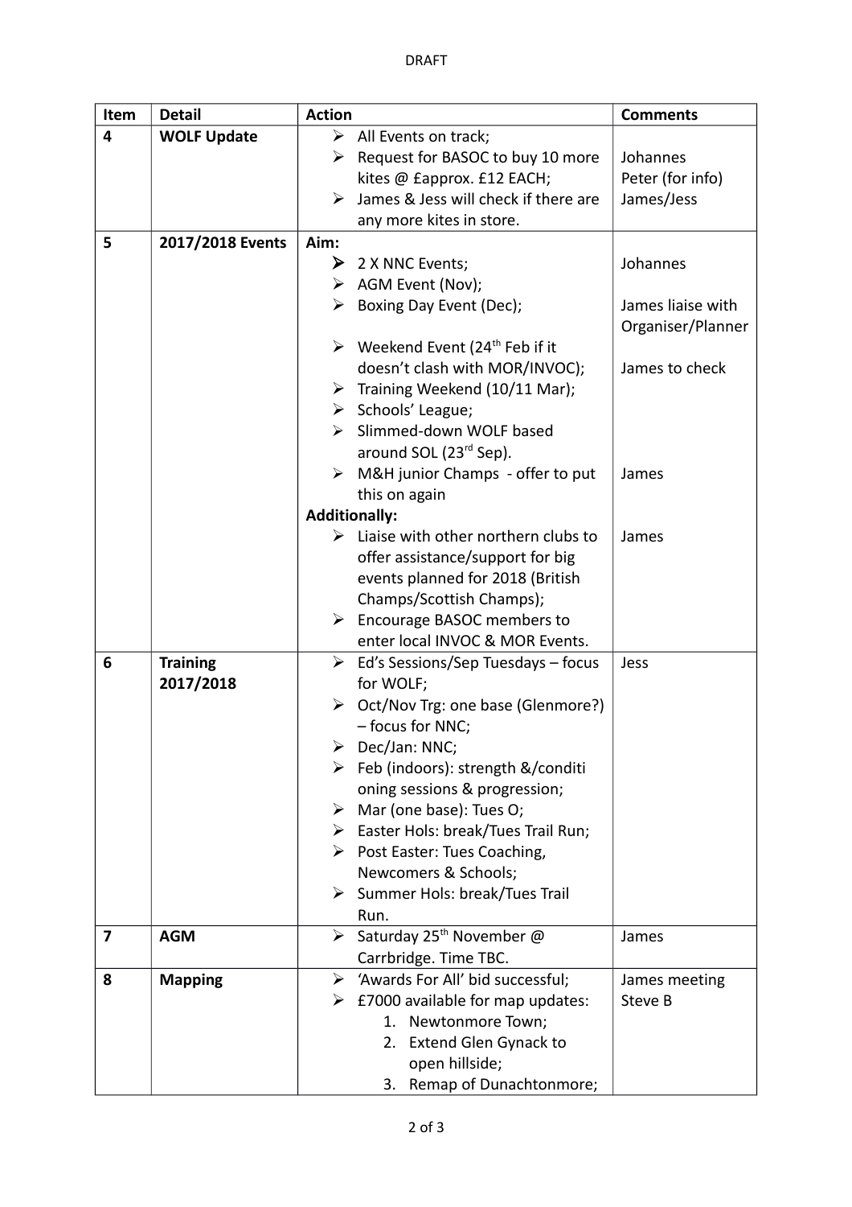DRAFT

| Item | Detail | Action | Comments |
|---|---|---|---|
| 4 | **WOLF Update** | ➢ All Events on track;<br>➢ Request for BASOC to buy 10 more kites @ £approx. £12 EACH;<br>➢ James & Jess will check if there are any more kites in store. | <br>Johannes<br>Peter (for info)<br>James/Jess |
| 5 | **2017/2018 Events** | **Aim:**<br>➢ 2 X NNC Events;<br>➢ AGM Event (Nov);<br>➢ Boxing Day Event (Dec);<br>➢ Weekend Event (24th Feb if it doesn't clash with MOR/INVOC);<br>➢ Training Weekend (10/11 Mar);<br>➢ Schools' League;<br>➢ Slimmed-down WOLF based around SOL (23rd Sep).<br>➢ M&H junior Champs - offer to put this on again<br>**Additionally:**<br>➢ Liaise with other northern clubs to offer assistance/support for big events planned for 2018 (British Champs/Scottish Champs);<br>➢ Encourage BASOC members to enter local INVOC & MOR Events. | <br>Johannes<br><br>James liaise with Organiser/Planner<br>James to check<br><br><br><br>James<br><br>James |
| 6 | **Training 2017/2018** | ➢ Ed's Sessions/Sep Tuesdays – focus for WOLF;<br>➢ Oct/Nov Trg: one base (Glenmore?) – focus for NNC;<br>➢ Dec/Jan: NNC;<br>➢ Feb (indoors): strength &/conditi oning sessions & progression;<br>➢ Mar (one base): Tues O;<br>➢ Easter Hols: break/Tues Trail Run;<br>➢ Post Easter: Tues Coaching, Newcomers & Schools;<br>➢ Summer Hols: break/Tues Trail Run. | Jess |
| 7 | **AGM** | ➢ Saturday 25th November @ Carrbridge. Time TBC. | James |
| 8 | **Mapping** | ➢ 'Awards For All' bid successful;<br>➢ £7000 available for map updates:<br>1. Newtonmore Town;<br>2. Extend Glen Gynack to open hillside;<br>3. Remap of Dunachtonmore; | James meeting Steve B |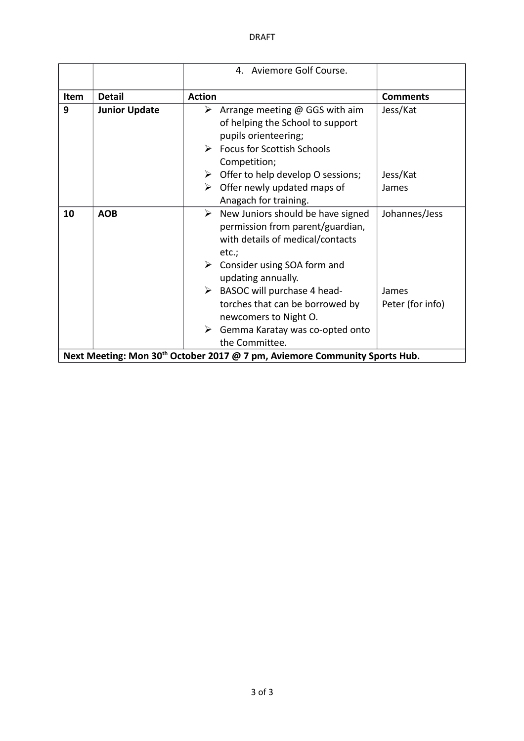DRAFT

| | | | |
|---|---|---|---|
| | | 4. Aviemore Golf Course. | |
| **Item** | **Detail** | **Action** | **Comments** |
| **9** | **Junior Update** | ➢ Arrange meeting @ GGS with aim of helping the School to support pupils orienteering;<br>➢ Focus for Scottish Schools Competition;<br>➢ Offer to help develop O sessions;<br>➢ Offer newly updated maps of Anagach for training. | Jess/Kat<br><br><br><br>Jess/Kat<br>James |
| **10** | **AOB** | ➢ New Juniors should be have signed permission from parent/guardian, with details of medical/contacts etc.;<br>➢ Consider using SOA form and updating annually.<br>➢ BASOC will purchase 4 head-torches that can be borrowed by newcomers to Night O.<br>➢ Gemma Karatay was co-opted onto the Committee. | Johannes/Jess<br><br><br><br><br>James<br>Peter (for info) |

**Next Meeting: Mon 30th October 2017 @ 7 pm, Aviemore Community Sports Hub.**